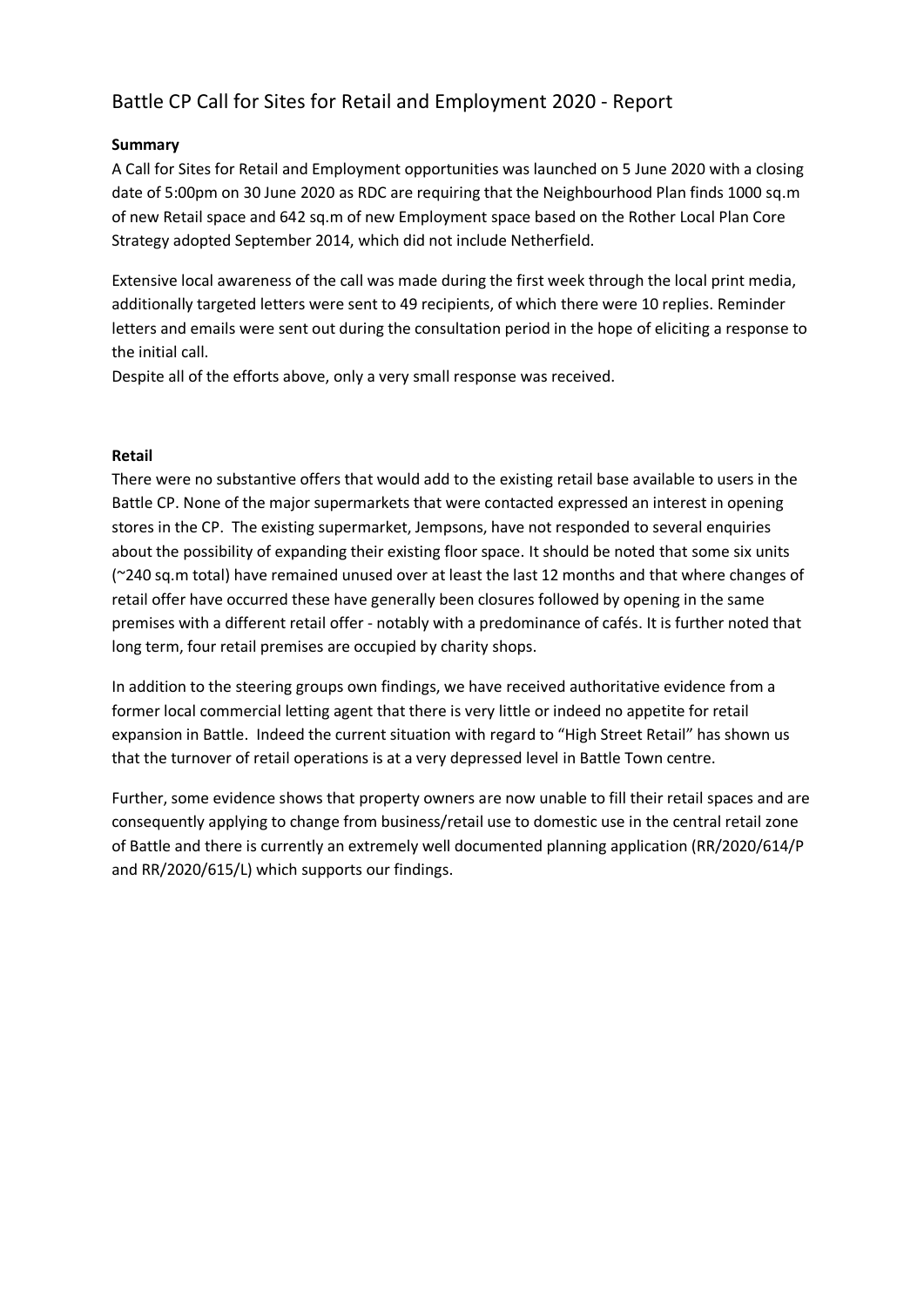# Battle CP Call for Sites for Retail and Employment 2020 - Report

**Summary**

A Call for Sites for Retail and Employment opportunities was launched on 5 June 2020 with a closing date of 5:00pm on 30 June 2020 as RDC are requiring that the Neighbourhood Plan finds 1000 sq.m of new Retail space and 642 sq.m of new Employment space based on the Rother Local Plan Core Strategy adopted September 2014, which did not include Netherfield.

Extensive local awareness of the call was made during the first week through the local print media, additionally targeted letters were sent to 49 recipients, of which there were 10 replies. Reminder letters and emails were sent out during the consultation period in the hope of eliciting a response to the initial call.

Despite all of the efforts above, only a very small response was received.

**Retail**

There were no substantive offers that would add to the existing retail base available to users in the Battle CP. None of the major supermarkets that were contacted expressed an interest in opening stores in the CP. The existing supermarket, Jempsons, have not responded to several enquiries about the possibility of expanding their existing floor space. It should be noted that some six units (~240 sq.m total) have remained unused over at least the last 12 months and that where changes of retail offer have occurred these have generally been closures followed by opening in the same premises with a different retail offer - notably with a predominance of cafés. It is further noted that long term, four retail premises are occupied by charity shops.

In addition to the steering groups own findings, we have received authoritative evidence from a former local commercial letting agent that there is very little or indeed no appetite for retail expansion in Battle. Indeed the current situation with regard to "High Street Retail" has shown us that the turnover of retail operations is at a very depressed level in Battle Town centre.

Further, some evidence shows that property owners are now unable to fill their retail spaces and are consequently applying to change from business/retail use to domestic use in the central retail zone of Battle and there is currently an extremely well documented planning application (RR/2020/614/P and RR/2020/615/L) which supports our findings.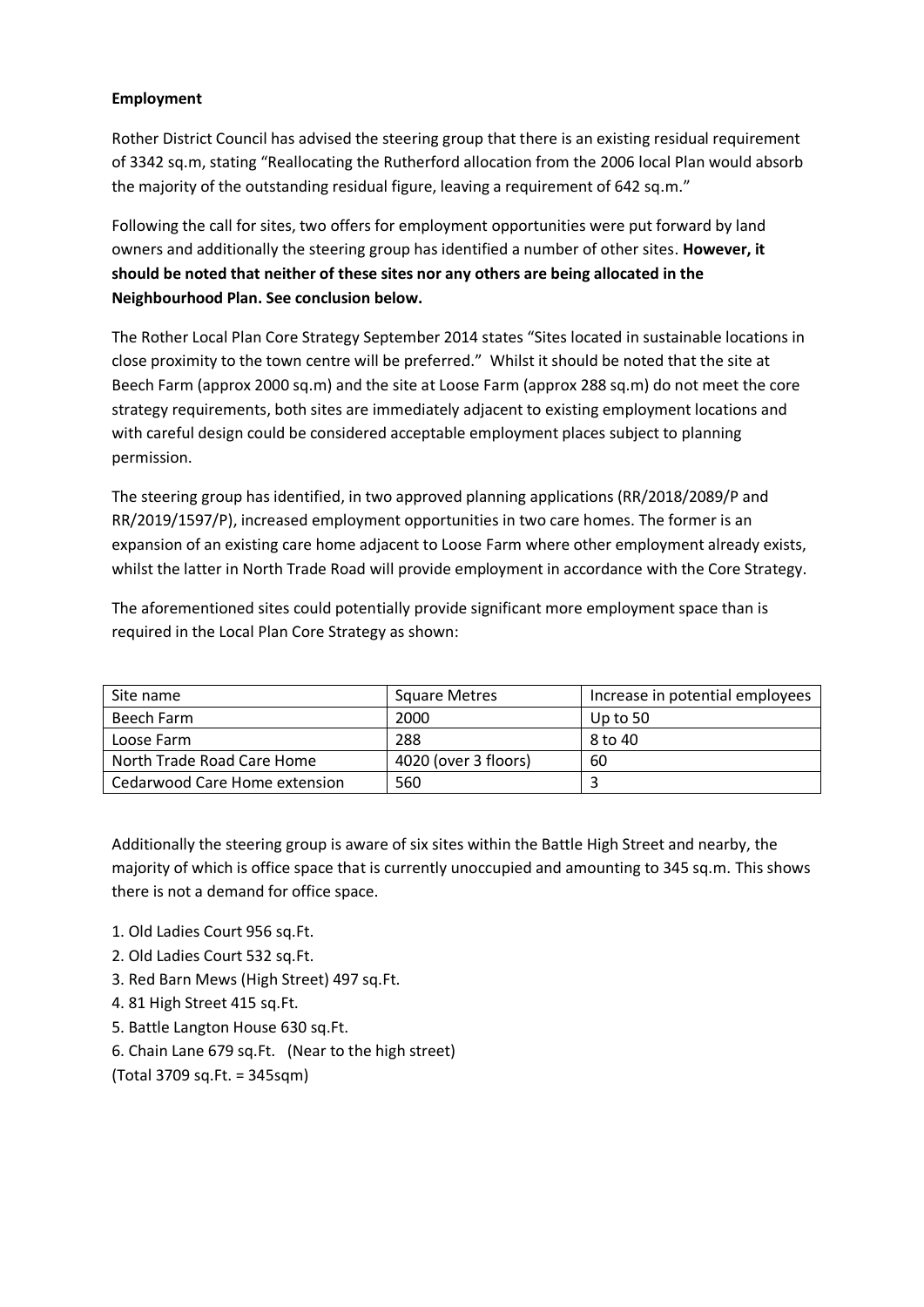**Employment**

Rother District Council has advised the steering group that there is an existing residual requirement of 3342 sq.m, stating "Reallocating the Rutherford allocation from the 2006 local Plan would absorb the majority of the outstanding residual figure, leaving a requirement of 642 sq.m."

Following the call for sites, two offers for employment opportunities were put forward by land owners and additionally the steering group has identified a number of other sites. **However, it should be noted that neither of these sites nor any others are being allocated in the Neighbourhood Plan. See conclusion below.**

The Rother Local Plan Core Strategy September 2014 states "Sites located in sustainable locations in close proximity to the town centre will be preferred." Whilst it should be noted that the site at Beech Farm (approx 2000 sq.m) and the site at Loose Farm (approx 288 sq.m) do not meet the core strategy requirements, both sites are immediately adjacent to existing employment locations and with careful design could be considered acceptable employment places subject to planning permission.

The steering group has identified, in two approved planning applications (RR/2018/2089/P and RR/2019/1597/P), increased employment opportunities in two care homes. The former is an expansion of an existing care home adjacent to Loose Farm where other employment already exists, whilst the latter in North Trade Road will provide employment in accordance with the Core Strategy.

The aforementioned sites could potentially provide significant more employment space than is required in the Local Plan Core Strategy as shown:

| Site name | Square Metres | Increase in potential employees |
| --- | --- | --- |
| Beech Farm | 2000 | Up to 50 |
| Loose Farm | 288 | 8 to 40 |
| North Trade Road Care Home | 4020 (over 3 floors) | 60 |
| Cedarwood Care Home extension | 560 | 3 |

Additionally the steering group is aware of six sites within the Battle High Street and nearby, the majority of which is office space that is currently unoccupied and amounting to 345 sq.m. This shows there is not a demand for office space.

1. Old Ladies Court 956 sq.Ft.
2. Old Ladies Court 532 sq.Ft.
3. Red Barn Mews (High Street) 497 sq.Ft.
4. 81 High Street 415 sq.Ft.
5. Battle Langton House 630 sq.Ft.
6. Chain Lane 679 sq.Ft. (Near to the high street)

(Total 3709 sq.Ft. = 345sqm)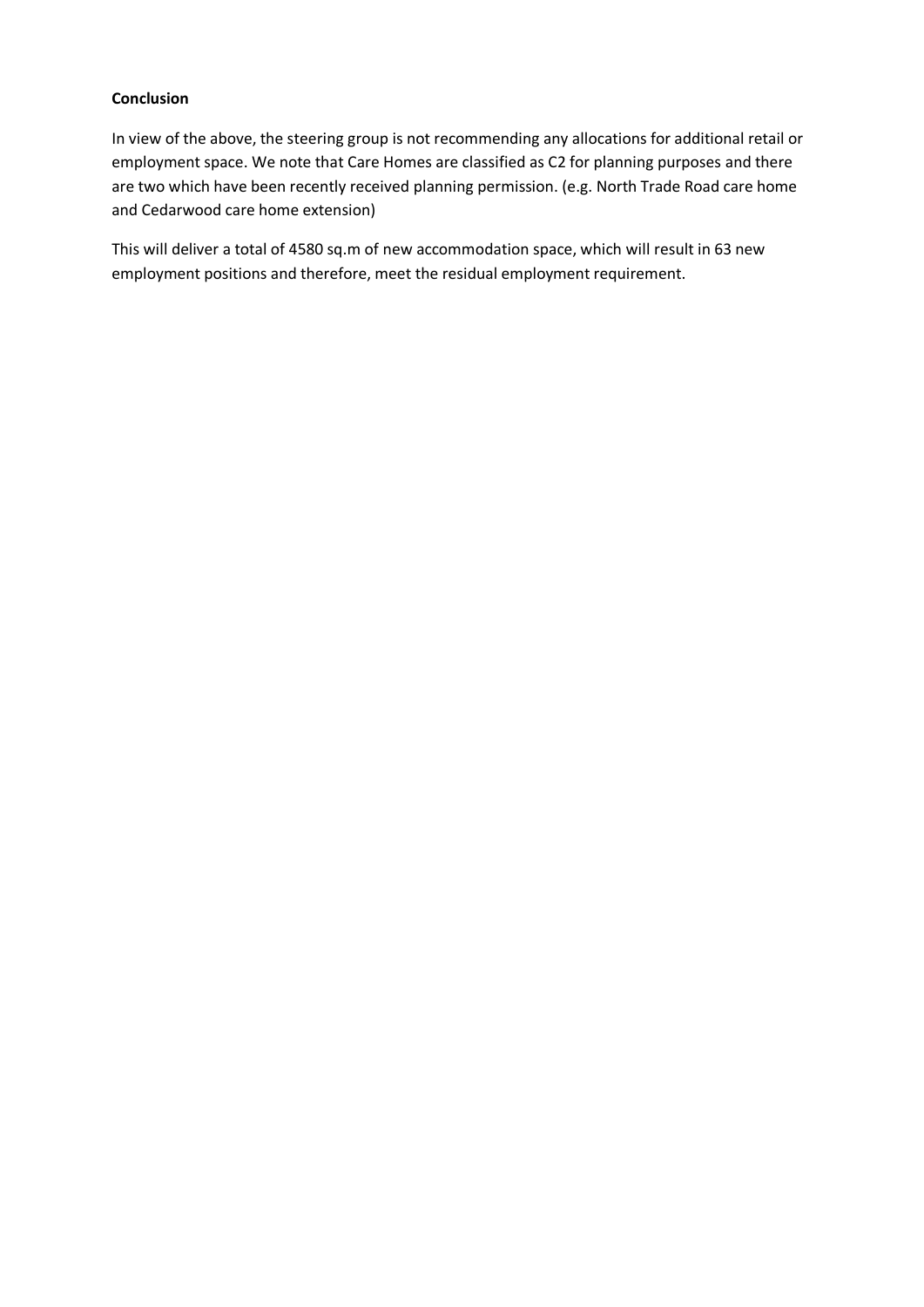**Conclusion**

In view of the above, the steering group is not recommending any allocations for additional retail or employment space. We note that Care Homes are classified as C2 for planning purposes and there are two which have been recently received planning permission. (e.g. North Trade Road care home and Cedarwood care home extension)

This will deliver a total of 4580 sq.m of new accommodation space, which will result in 63 new employment positions and therefore, meet the residual employment requirement.